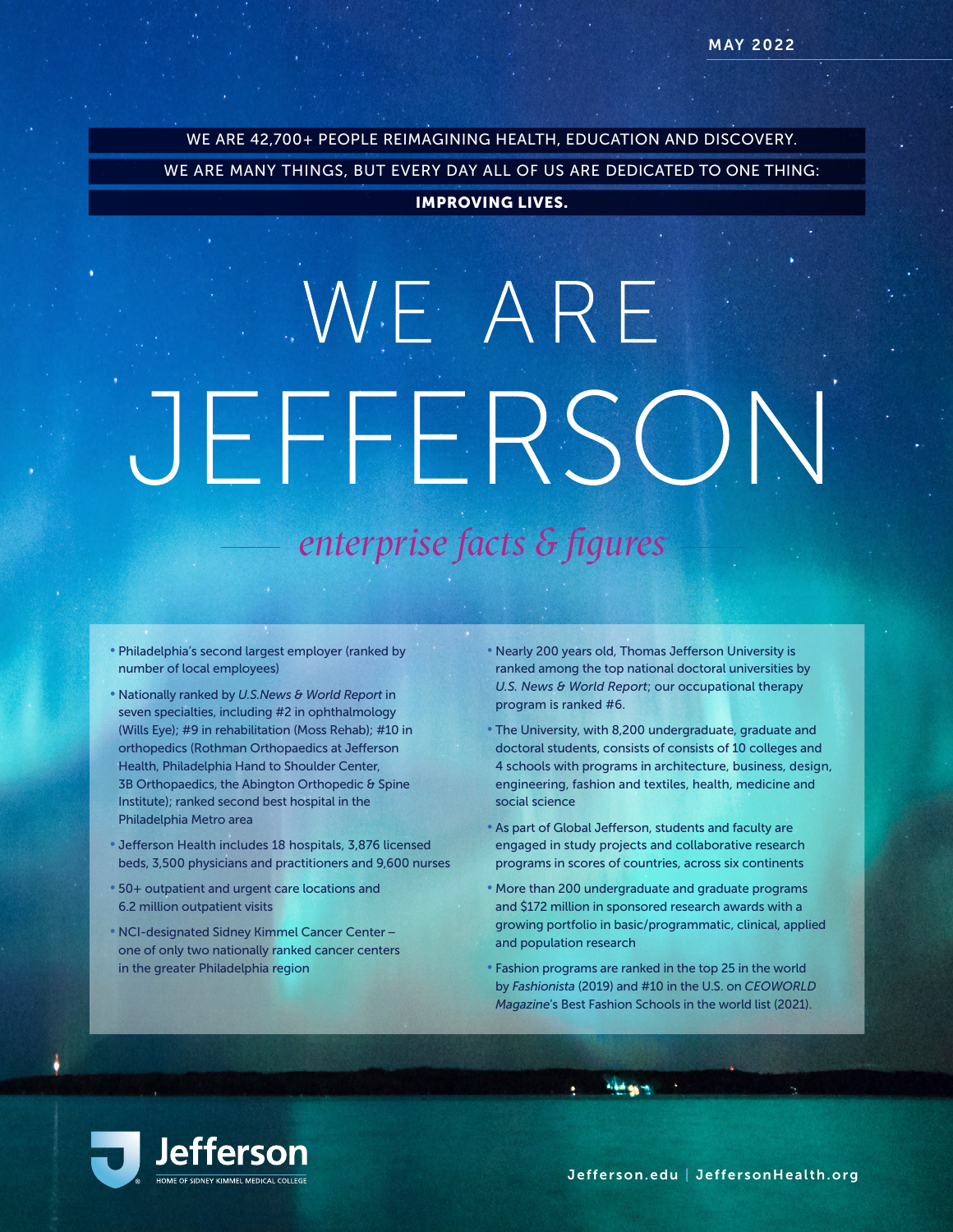MAY 2022

WE ARE 42,700+ PEOPLE REIMAGINING HEALTH, EDUCATION AND DISCOVERY.

WE ARE MANY THINGS, BUT EVERY DAY ALL OF US ARE DEDICATED TO ONE THING:

**IMPROVING LIVES.**

# WE ARE JEFFERSON

## *enterprise facts & figures*

- Philadelphia's second largest employer (ranked by number of local employees)
- Nationally ranked by *U.S.News & World Report* in seven specialties, including #2 in ophthalmology (Wills Eye); #9 in rehabilitation (Moss Rehab); #10 in orthopedics (Rothman Orthopaedics at Jefferson Health, Philadelphia Hand to Shoulder Center, 3B Orthopaedics, the Abington Orthopedic & Spine Institute); ranked second best hospital in the Philadelphia Metro area
- Jefferson Health includes 18 hospitals, 3,876 licensed beds, 3,500 physicians and practitioners and 9,600 nurses
- 50+ outpatient and urgent care locations and 6.2 million outpatient visits
- NCI-designated Sidney Kimmel Cancer Center – one of only two nationally ranked cancer centers in the greater Philadelphia region
- Nearly 200 years old, Thomas Jefferson University is ranked among the top national doctoral universities by *U.S. News & World Report*; our occupational therapy program is ranked #6.
- The University, with 8,200 undergraduate, graduate and doctoral students, consists of consists of 10 colleges and 4 schools with programs in architecture, business, design, engineering, fashion and textiles, health, medicine and social science
- As part of Global Jefferson, students and faculty are engaged in study projects and collaborative research programs in scores of countries, across six continents
- More than 200 undergraduate and graduate programs and $172 million in sponsored research awards with a growing portfolio in basic/programmatic, clinical, applied and population research
- Fashion programs are ranked in the top 25 in the world by *Fashionista* (2019) and #10 in the U.S. on *CEOWORLD Magazine*'s Best Fashion Schools in the world list (2021).

Jefferson
HOME OF SIDNEY KIMMEL MEDICAL COLLEGE

Jefferson.edu | JeffersonHealth.org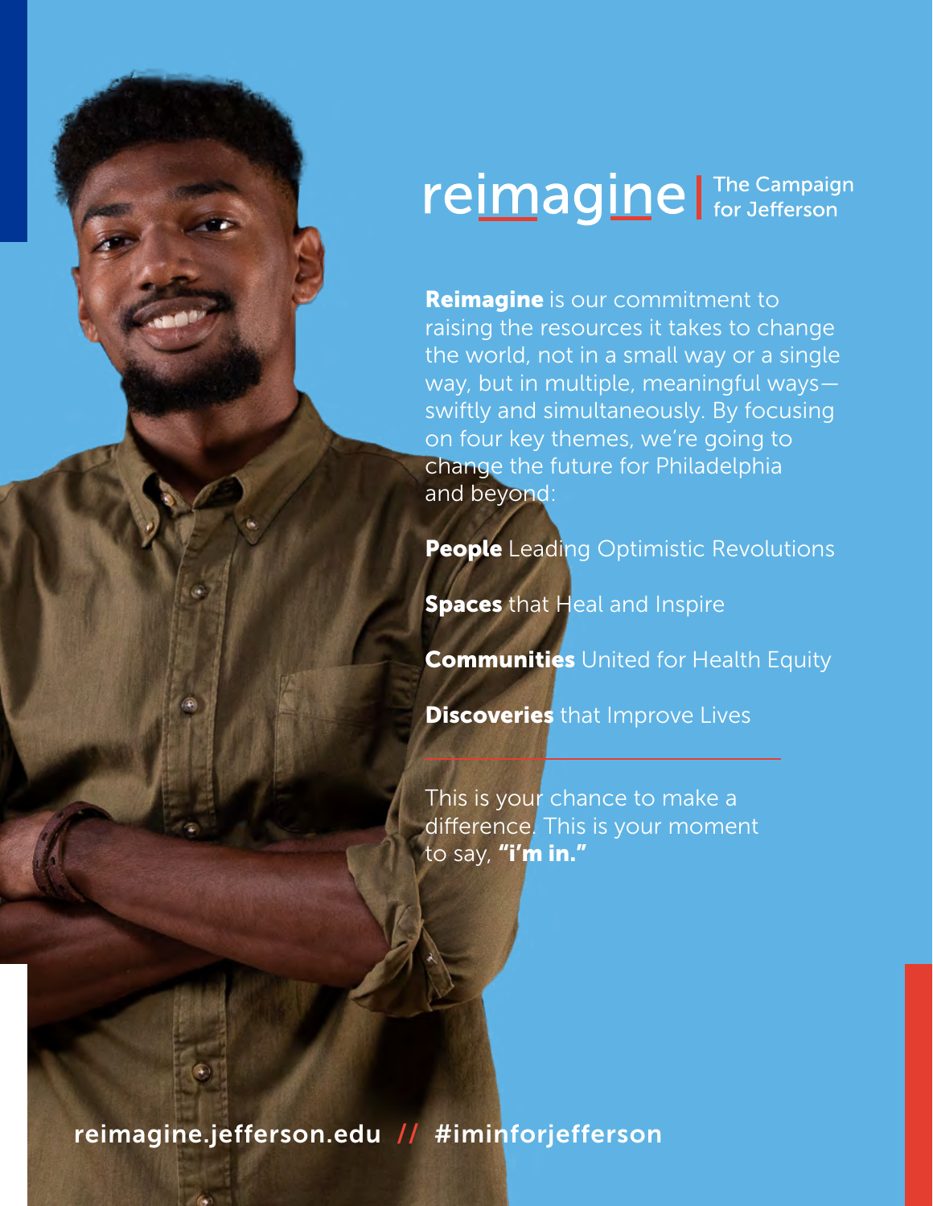# reimagine | The Campaign for Jefferson

**Reimagine** is our commitment to raising the resources it takes to change the world, not in a small way or a single way, but in multiple, meaningful ways—swiftly and simultaneously. By focusing on four key themes, we're going to change the future for Philadelphia and beyond:

**People** Leading Optimistic Revolutions

**Spaces** that Heal and Inspire

**Communities** United for Health Equity

**Discoveries** that Improve Lives

---

This is your chance to make a difference. This is your moment to say, **"i'm in."**

reimagine.jefferson.edu // #iminforjefferson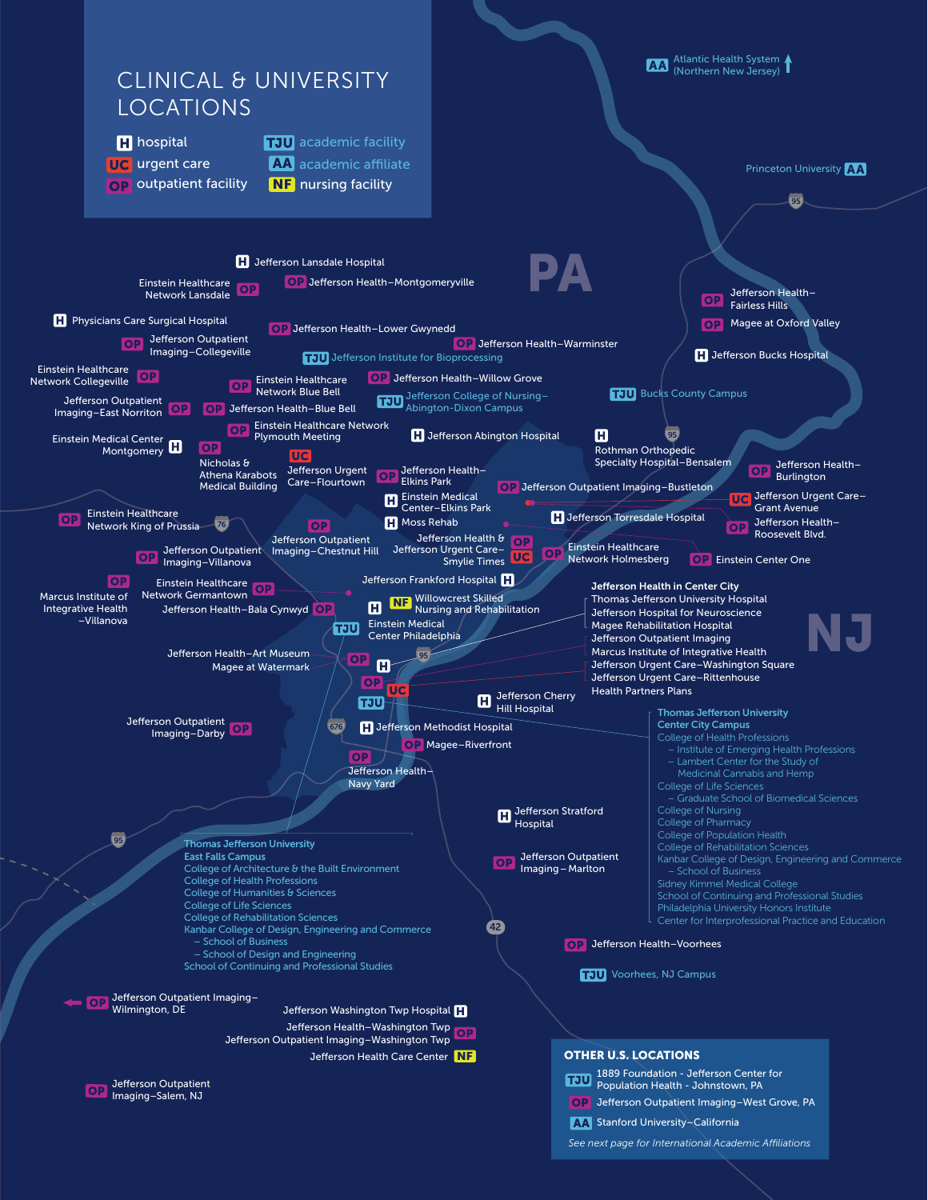# CLINICAL & UNIVERSITY LOCATIONS

- H hospital
- UC urgent care
- OP outpatient facility
- TJU academic facility
- AA academic affiliate
- NF nursing facility

PA

NJ

AA Atlantic Health System (Northern New Jersey)

Princeton University AA

H Jefferson Lansdale Hospital

Einstein Healthcare Network Lansdale OP

OP Jefferson Health–Montgomeryville

H Physicians Care Surgical Hospital

OP Jefferson Outpatient Imaging–Collegeville

OP Jefferson Health–Lower Gwynedd

OP Jefferson Health–Warminster

TJU Jefferson Institute for Bioprocessing

Einstein Healthcare Network Collegeville OP

OP Einstein Healthcare Network Blue Bell

OP Jefferson Health–Willow Grove

Jefferson Outpatient Imaging–East Norriton OP

OP Jefferson Health–Blue Bell

TJU Jefferson College of Nursing–Abington-Dixon Campus

OP Einstein Healthcare Network Plymouth Meeting

Einstein Medical Center Montgomery H

OP Nicholas & Athena Karabots Medical Building

UC Jefferson Urgent Care–Flourtown

H Jefferson Abington Hospital

OP Jefferson Health–Elkins Park

H Einstein Medical Center–Elkins Park

H Moss Rehab

OP Einstein Healthcare Network King of Prussia

OP Jefferson Outpatient Imaging–Villanova

OP Jefferson Outpatient Imaging–Chestnut Hill

Jefferson Health & Jefferson Urgent Care–Smylie Times OP UC

OP Marcus Institute of Integrative Health–Villanova

Einstein Healthcare Network Germantown OP

Jefferson Health–Bala Cynwyd OP

Jefferson Frankford Hospital H

H

NF Willowcrest Skilled Nursing and Rehabilitation

TJU Einstein Medical Center Philadelphia

Jefferson Health–Art Museum

Magee at Watermark OP

H

OP

UC

TJU

Jefferson Outpatient Imaging–Darby OP

H Jefferson Methodist Hospital

OP Magee–Riverfront

OP Jefferson Health–Navy Yard

H Jefferson Cherry Hill Hospital

OP Jefferson Health–Fairless Hills

OP Magee at Oxford Valley

H Jefferson Bucks Hospital

TJU Bucks County Campus

H Rothman Orthopedic Specialty Hospital–Bensalem

OP Jefferson Health–Burlington

OP Jefferson Outpatient Imaging–Bustleton

UC Jefferson Urgent Care–Grant Avenue

H Jefferson Torresdale Hospital

OP Jefferson Health–Roosevelt Blvd.

OP Einstein Healthcare Network Holmesberg

OP Einstein Center One

**Jefferson Health in Center City**
- Thomas Jefferson University Hospital
- Jefferson Hospital for Neuroscience
- Magee Rehabilitation Hospital
- Jefferson Outpatient Imaging
- Marcus Institute of Integrative Health
- Jefferson Urgent Care–Washington Square
- Jefferson Urgent Care–Rittenhouse
- Health Partners Plans

**Thomas Jefferson University Center City Campus**
- College of Health Professions
  - Institute of Emerging Health Professions
  - Lambert Center for the Study of Medicinal Cannabis and Hemp
- College of Life Sciences
  - Graduate School of Biomedical Sciences
- College of Nursing
- College of Pharmacy
- College of Population Health
- College of Rehabilitation Sciences
- Kanbar College of Design, Engineering and Commerce
  - School of Business
- Sidney Kimmel Medical College
- School of Continuing and Professional Studies
- Philadelphia University Honors Institute
- Center for Interprofessional Practice and Education

H Jefferson Stratford Hospital

OP Jefferson Outpatient Imaging–Marlton

**Thomas Jefferson University East Falls Campus**
- College of Architecture & the Built Environment
- College of Health Professions
- College of Humanities & Sciences
- College of Life Sciences
- College of Rehabilitation Sciences
- Kanbar College of Design, Engineering and Commerce
  - School of Business
  - School of Design and Engineering
- School of Continuing and Professional Studies

OP Jefferson Health–Voorhees

TJU Voorhees, NJ Campus

OP Jefferson Outpatient Imaging–Wilmington, DE

Jefferson Washington Twp Hospital H

Jefferson Health–Washington Twp OP

Jefferson Outpatient Imaging–Washington Twp

Jefferson Health Care Center NF

OP Jefferson Outpatient Imaging–Salem, NJ

## OTHER U.S. LOCATIONS

- TJU 1889 Foundation - Jefferson Center for Population Health - Johnstown, PA
- OP Jefferson Outpatient Imaging–West Grove, PA
- AA Stanford University–California

*See next page for International Academic Affiliations*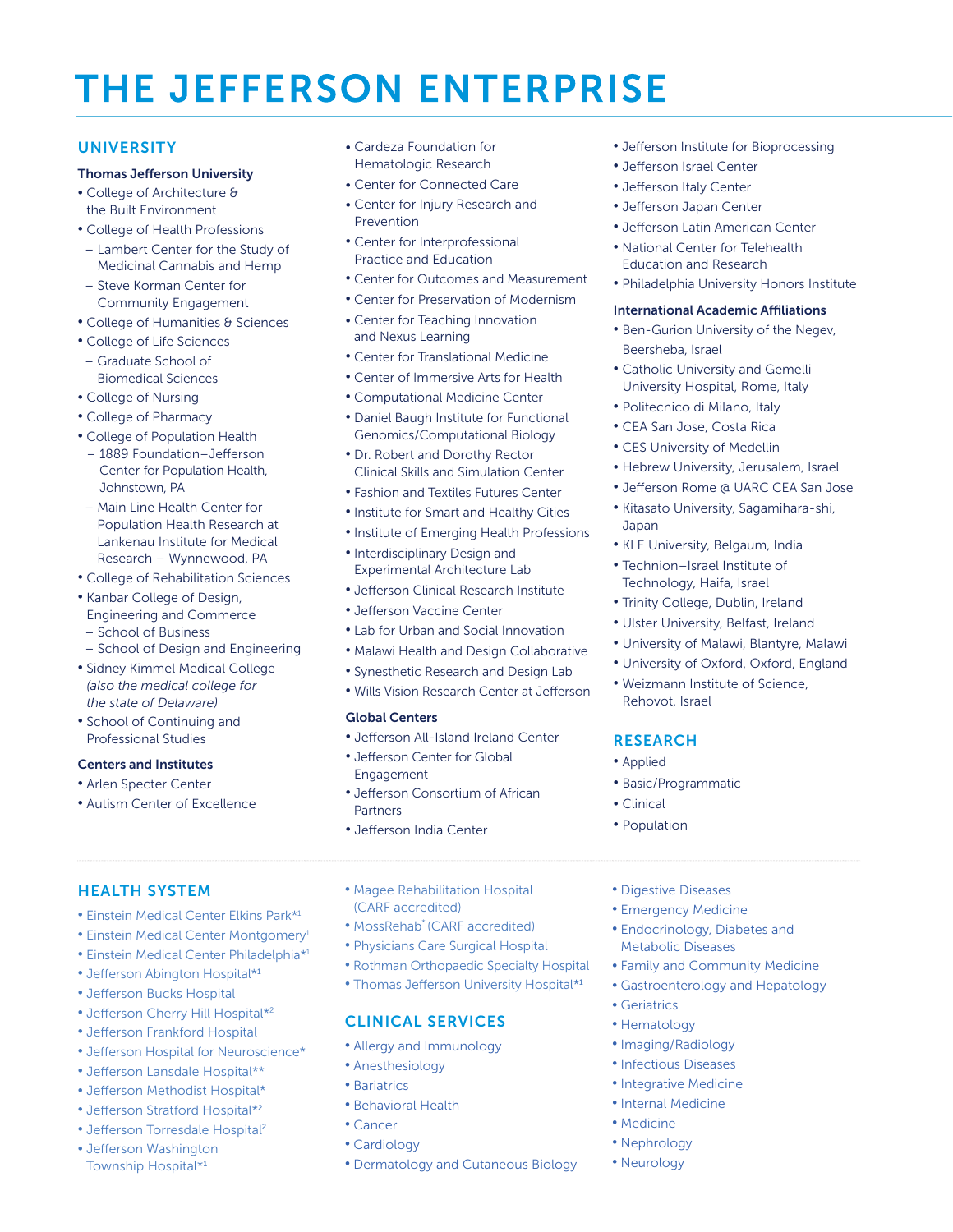# THE JEFFERSON ENTERPRISE

## UNIVERSITY

**Thomas Jefferson University**

- College of Architecture & the Built Environment
- College of Health Professions
  - Lambert Center for the Study of Medicinal Cannabis and Hemp
  - Steve Korman Center for Community Engagement
- College of Humanities & Sciences
- College of Life Sciences
  - Graduate School of Biomedical Sciences
- College of Nursing
- College of Pharmacy
- College of Population Health
  - 1889 Foundation–Jefferson Center for Population Health, Johnstown, PA
  - Main Line Health Center for Population Health Research at Lankenau Institute for Medical Research – Wynnewood, PA
- College of Rehabilitation Sciences
- Kanbar College of Design, Engineering and Commerce
  - School of Business
  - School of Design and Engineering
- Sidney Kimmel Medical College *(also the medical college for the state of Delaware)*
- School of Continuing and Professional Studies

**Centers and Institutes**

- Arlen Specter Center
- Autism Center of Excellence
- Cardeza Foundation for Hematologic Research
- Center for Connected Care
- Center for Injury Research and Prevention
- Center for Interprofessional Practice and Education
- Center for Outcomes and Measurement
- Center for Preservation of Modernism
- Center for Teaching Innovation and Nexus Learning
- Center for Translational Medicine
- Center of Immersive Arts for Health
- Computational Medicine Center
- Daniel Baugh Institute for Functional Genomics/Computational Biology
- Dr. Robert and Dorothy Rector Clinical Skills and Simulation Center
- Fashion and Textiles Futures Center
- Institute for Smart and Healthy Cities
- Institute of Emerging Health Professions
- Interdisciplinary Design and Experimental Architecture Lab
- Jefferson Clinical Research Institute
- Jefferson Vaccine Center
- Lab for Urban and Social Innovation
- Malawi Health and Design Collaborative
- Synesthetic Research and Design Lab
- Wills Vision Research Center at Jefferson

**Global Centers**

- Jefferson All-Island Ireland Center
- Jefferson Center for Global Engagement
- Jefferson Consortium of African Partners
- Jefferson India Center
- Jefferson Institute for Bioprocessing
- Jefferson Israel Center
- Jefferson Italy Center
- Jefferson Japan Center
- Jefferson Latin American Center
- National Center for Telehealth Education and Research
- Philadelphia University Honors Institute

**International Academic Affiliations**

- Ben-Gurion University of the Negev, Beersheba, Israel
- Catholic University and Gemelli University Hospital, Rome, Italy
- Politecnico di Milano, Italy
- CEA San Jose, Costa Rica
- CES University of Medellin
- Hebrew University, Jerusalem, Israel
- Jefferson Rome @ UARC CEA San Jose
- Kitasato University, Sagamihara-shi, Japan
- KLE University, Belgaum, India
- Technion–Israel Institute of Technology, Haifa, Israel
- Trinity College, Dublin, Ireland
- Ulster University, Belfast, Ireland
- University of Malawi, Blantyre, Malawi
- University of Oxford, Oxford, England
- Weizmann Institute of Science, Rehovot, Israel

## RESEARCH

- Applied
- Basic/Programmatic
- Clinical
- Population

## HEALTH SYSTEM

- Einstein Medical Center Elkins Park*[1]
- Einstein Medical Center Montgomery[1]
- Einstein Medical Center Philadelphia*[1]
- Jefferson Abington Hospital*[1]
- Jefferson Bucks Hospital
- Jefferson Cherry Hill Hospital*[2]
- Jefferson Frankford Hospital
- Jefferson Hospital for Neuroscience*
- Jefferson Lansdale Hospital**
- Jefferson Methodist Hospital*
- Jefferson Stratford Hospital*[2]
- Jefferson Torresdale Hospital[2]
- Jefferson Washington Township Hospital*[1]
- Magee Rehabilitation Hospital (CARF accredited)
- MossRehab[*] (CARF accredited)
- Physicians Care Surgical Hospital
- Rothman Orthopaedic Specialty Hospital
- Thomas Jefferson University Hospital*[1]

## CLINICAL SERVICES

- Allergy and Immunology
- Anesthesiology
- Bariatrics
- Behavioral Health
- Cancer
- Cardiology
- Dermatology and Cutaneous Biology
- Digestive Diseases
- Emergency Medicine
- Endocrinology, Diabetes and Metabolic Diseases
- Family and Community Medicine
- Gastroenterology and Hepatology
- Geriatrics
- Hematology
- Imaging/Radiology
- Infectious Diseases
- Integrative Medicine
- Internal Medicine
- Medicine
- Nephrology
- Neurology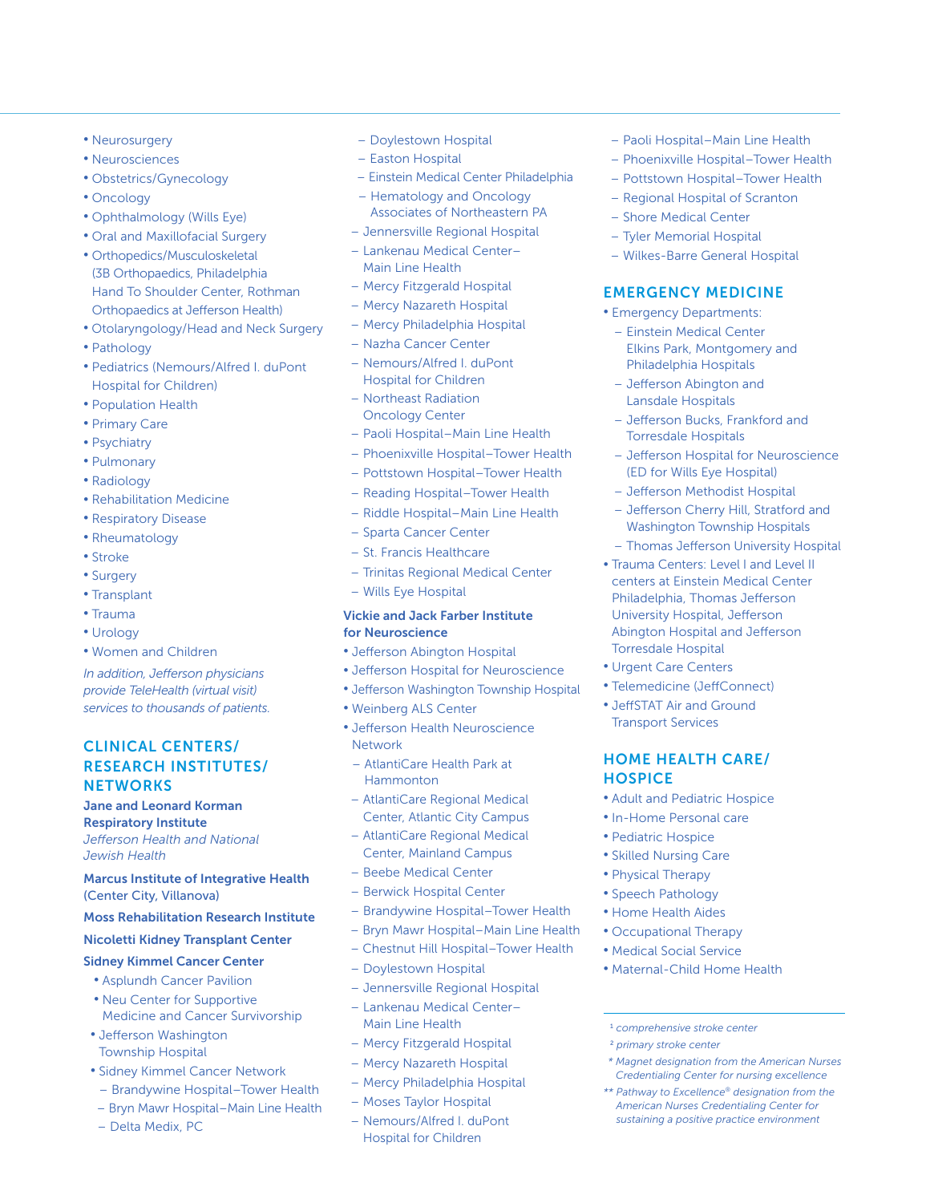- Neurosurgery
- Neurosciences
- Obstetrics/Gynecology
- Oncology
- Ophthalmology (Wills Eye)
- Oral and Maxillofacial Surgery
- Orthopedics/Musculoskeletal (3B Orthopaedics, Philadelphia Hand To Shoulder Center, Rothman Orthopaedics at Jefferson Health)
- Otolaryngology/Head and Neck Surgery
- Pathology
- Pediatrics (Nemours/Alfred I. duPont Hospital for Children)
- Population Health
- Primary Care
- Psychiatry
- Pulmonary
- Radiology
- Rehabilitation Medicine
- Respiratory Disease
- Rheumatology
- Stroke
- Surgery
- Transplant
- Trauma
- Urology
- Women and Children

*In addition, Jefferson physicians provide TeleHealth (virtual visit) services to thousands of patients.*

## CLINICAL CENTERS/ RESEARCH INSTITUTES/ NETWORKS

**Jane and Leonard Korman Respiratory Institute**
*Jefferson Health and National Jewish Health*

**Marcus Institute of Integrative Health (Center City, Villanova)**

**Moss Rehabilitation Research Institute**

**Nicoletti Kidney Transplant Center**

**Sidney Kimmel Cancer Center**

- Asplundh Cancer Pavilion
- Neu Center for Supportive Medicine and Cancer Survivorship
- Jefferson Washington Township Hospital
- Sidney Kimmel Cancer Network
  - Brandywine Hospital–Tower Health
  - Bryn Mawr Hospital–Main Line Health
  - Delta Medix, PC
  - Doylestown Hospital
  - Easton Hospital
  - Einstein Medical Center Philadelphia
  - Hematology and Oncology Associates of Northeastern PA
  - Jennersville Regional Hospital
  - Lankenau Medical Center–Main Line Health
  - Mercy Fitzgerald Hospital
  - Mercy Nazareth Hospital
  - Mercy Philadelphia Hospital
  - Nazha Cancer Center
  - Nemours/Alfred I. duPont Hospital for Children
  - Northeast Radiation Oncology Center
  - Paoli Hospital–Main Line Health
  - Phoenixville Hospital–Tower Health
  - Pottstown Hospital–Tower Health
  - Reading Hospital–Tower Health
  - Riddle Hospital–Main Line Health
  - Sparta Cancer Center
  - St. Francis Healthcare
  - Trinitas Regional Medical Center
  - Wills Eye Hospital

**Vickie and Jack Farber Institute for Neuroscience**

- Jefferson Abington Hospital
- Jefferson Hospital for Neuroscience
- Jefferson Washington Township Hospital
- Weinberg ALS Center
- Jefferson Health Neuroscience Network
  - AtlantiCare Health Park at Hammonton
  - AtlantiCare Regional Medical Center, Atlantic City Campus
  - AtlantiCare Regional Medical Center, Mainland Campus
  - Beebe Medical Center
  - Berwick Hospital Center
  - Brandywine Hospital–Tower Health
  - Bryn Mawr Hospital–Main Line Health
  - Chestnut Hill Hospital–Tower Health
  - Doylestown Hospital
  - Jennersville Regional Hospital
  - Lankenau Medical Center–Main Line Health
  - Mercy Fitzgerald Hospital
  - Mercy Nazareth Hospital
  - Mercy Philadelphia Hospital
  - Moses Taylor Hospital
  - Nemours/Alfred I. duPont Hospital for Children
  - Paoli Hospital–Main Line Health
  - Phoenixville Hospital–Tower Health
  - Pottstown Hospital–Tower Health
  - Regional Hospital of Scranton
  - Shore Medical Center
  - Tyler Memorial Hospital
  - Wilkes-Barre General Hospital

## EMERGENCY MEDICINE

- Emergency Departments:
  - Einstein Medical Center Elkins Park, Montgomery and Philadelphia Hospitals
  - Jefferson Abington and Lansdale Hospitals
  - Jefferson Bucks, Frankford and Torresdale Hospitals
  - Jefferson Hospital for Neuroscience (ED for Wills Eye Hospital)
  - Jefferson Methodist Hospital
  - Jefferson Cherry Hill, Stratford and Washington Township Hospitals
  - Thomas Jefferson University Hospital
- Trauma Centers: Level I and Level II centers at Einstein Medical Center Philadelphia, Thomas Jefferson University Hospital, Jefferson Abington Hospital and Jefferson Torresdale Hospital
- Urgent Care Centers
- Telemedicine (JeffConnect)
- JeffSTAT Air and Ground Transport Services

## HOME HEALTH CARE/ HOSPICE

- Adult and Pediatric Hospice
- In-Home Personal care
- Pediatric Hospice
- Skilled Nursing Care
- Physical Therapy
- Speech Pathology
- Home Health Aides
- Occupational Therapy
- Medical Social Service
- Maternal-Child Home Health

---

[1] *comprehensive stroke center*

[2] *primary stroke center*

\* *Magnet designation from the American Nurses Credentialing Center for nursing excellence*

\*\* *Pathway to Excellence® designation from the American Nurses Credentialing Center for sustaining a positive practice environment*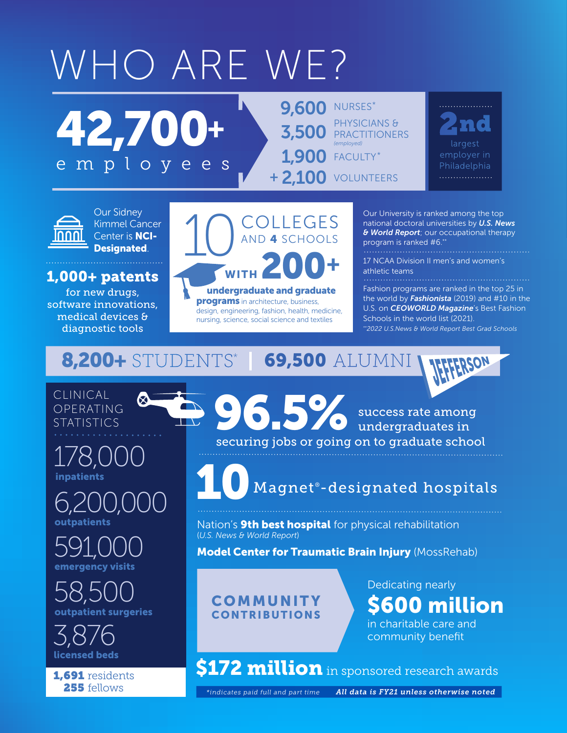# WHO ARE WE?

**42,700+** employees

- **9,600** NURSES*
- **3,500** PHYSICIANS & PRACTITIONERS *(employed)*
- **1,900** FACULTY*
- **+ 2,100** VOLUNTEERS

**2nd** largest employer in Philadelphia

Our Sidney Kimmel Cancer Center is **NCI-Designated**.

**1,000+ patents** for new drugs, software innovations, medical devices & diagnostic tools

**10** COLLEGES AND **4** SCHOOLS WITH **200+** **undergraduate and graduate programs** in architecture, business, design, engineering, fashion, health, medicine, nursing, science, social science and textiles

Our University is ranked among the top national doctoral universities by ***U.S. News & World Report***; our occupational therapy program is ranked #6.**

17 NCAA Division II men's and women's athletic teams

Fashion programs are ranked in the top 25 in the world by ***Fashionista*** (2019) and #10 in the U.S. on ***CEOWORLD Magazine***'s Best Fashion Schools in the world list (2021).

*\*\*2022 U.S.News & World Report Best Grad Schools*

**8,200+** STUDENTS* | **69,500** ALUMNI

JEFFERSON

## CLINICAL OPERATING STATISTICS

- 178,000 **inpatients**
- 6,200,000 **outpatients**
- 591,000 **emergency visits**
- 58,500 **outpatient surgeries**
- 3,876 **licensed beds**

**1,691** residents
**255** fellows

**96.5%** success rate among undergraduates in securing jobs or going on to graduate school

**10** Magnet®-designated hospitals

Nation's **9th best hospital** for physical rehabilitation (*U.S. News & World Report*)

**Model Center for Traumatic Brain Injury** (MossRehab)

**COMMUNITY CONTRIBUTIONS**

Dedicating nearly **$600 million** in charitable care and community benefit

**$172 million** in sponsored research awards

*\*indicates paid full and part time* ***All data is FY21 unless otherwise noted***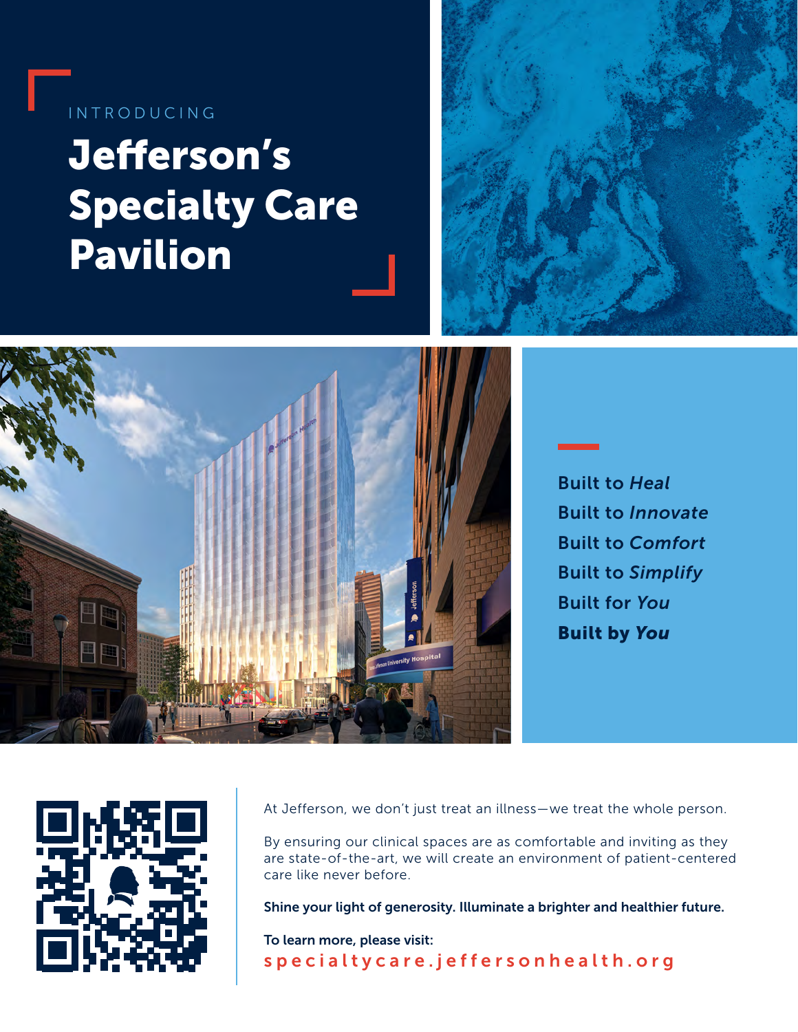INTRODUCING

# Jefferson's Specialty Care Pavilion

Built to *Heal*
Built to *Innovate*
Built to *Comfort*
Built to *Simplify*
Built for *You*
**Built by *You***

At Jefferson, we don't just treat an illness—we treat the whole person.

By ensuring our clinical spaces are as comfortable and inviting as they are state-of-the-art, we will create an environment of patient-centered care like never before.

**Shine your light of generosity. Illuminate a brighter and healthier future.**

**To learn more, please visit:**
specialtycare.jeffersonhealth.org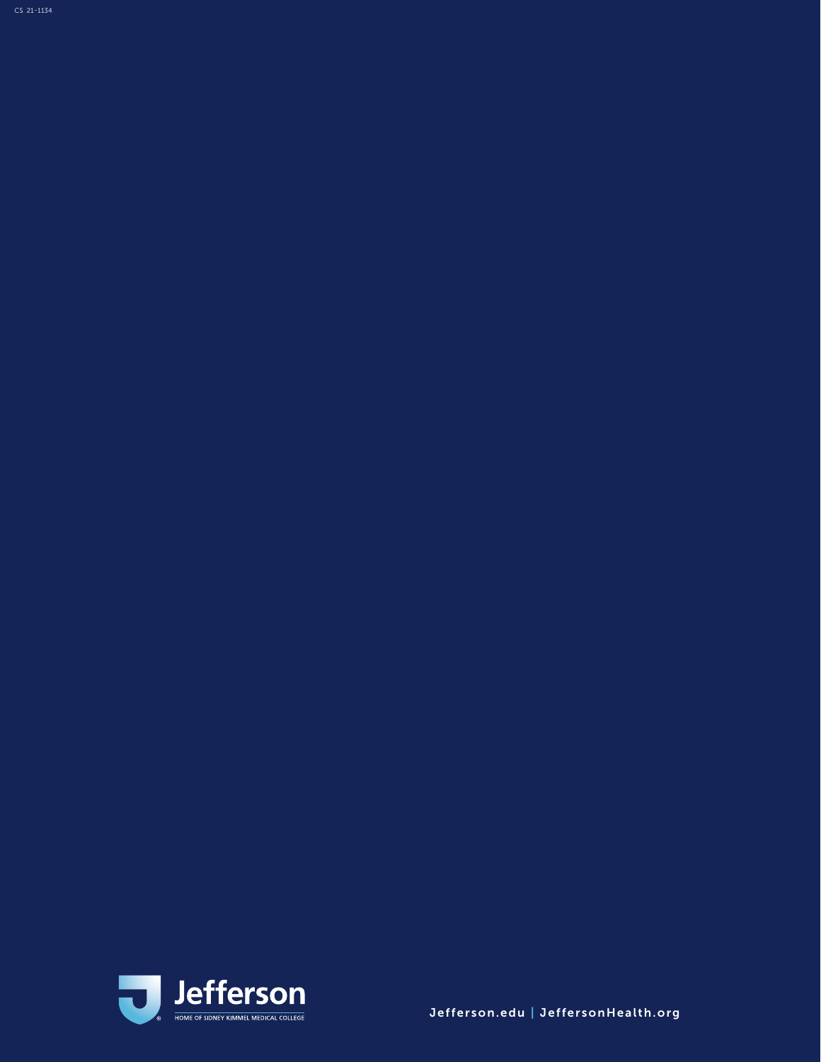CS 21-1134

Jefferson

HOME OF SIDNEY KIMMEL MEDICAL COLLEGE

Jefferson.edu | JeffersonHealth.org